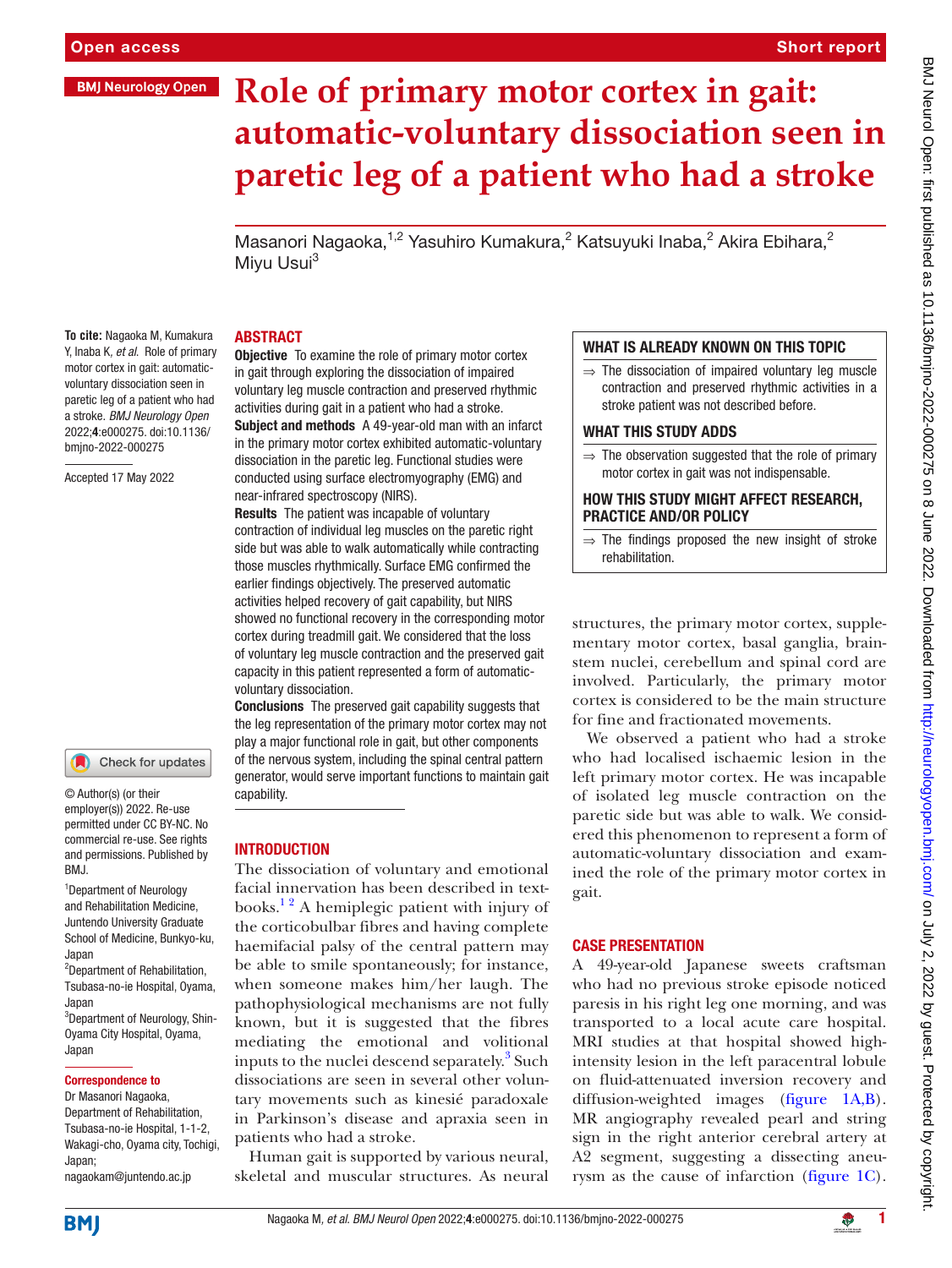Open access

Short report

BMJ Neurology Open

# Role of primary motor cortex in gait: automatic-voluntary dissociation seen in paretic leg of a patient who had a stroke

Masanori Nagaoka,[1,2] Yasuhiro Kumakura,[2] Katsuyuki Inaba,[2] Akira Ebihara,[2] Miyu Usui[3]

**To cite:** Nagaoka M, Kumakura Y, Inaba K, *et al*. Role of primary motor cortex in gait: automatic-voluntary dissociation seen in paretic leg of a patient who had a stroke. *BMJ Neurology Open* 2022;**4**:e000275. doi:10.1136/bmjno-2022-000275

Accepted 17 May 2022

© Author(s) (or their employer(s)) 2022. Re-use permitted under CC BY-NC. No commercial re-use. See rights and permissions. Published by BMJ.

[1]Department of Neurology and Rehabilitation Medicine, Juntendo University Graduate School of Medicine, Bunkyo-ku, Japan
[2]Department of Rehabilitation, Tsubasa-no-ie Hospital, Oyama, Japan
[3]Department of Neurology, Shin-Oyama City Hospital, Oyama, Japan

**Correspondence to**
Dr Masanori Nagaoka, Department of Rehabilitation, Tsubasa-no-ie Hospital, 1-1-2, Wakagi-cho, Oyama city, Tochigi, Japan; nagaokam@juntendo.ac.jp

## ABSTRACT

**Objective** To examine the role of primary motor cortex in gait through exploring the dissociation of impaired voluntary leg muscle contraction and preserved rhythmic activities during gait in a patient who had a stroke.

**Subject and methods** A 49-year-old man with an infarct in the primary motor cortex exhibited automatic-voluntary dissociation in the paretic leg. Functional studies were conducted using surface electromyography (EMG) and near-infrared spectroscopy (NIRS).

**Results** The patient was incapable of voluntary contraction of individual leg muscles on the paretic right side but was able to walk automatically while contracting those muscles rhythmically. Surface EMG confirmed the earlier findings objectively. The preserved automatic activities helped recovery of gait capability, but NIRS showed no functional recovery in the corresponding motor cortex during treadmill gait. We considered that the loss of voluntary leg muscle contraction and the preserved gait capacity in this patient represented a form of automatic-voluntary dissociation.

**Conclusions** The preserved gait capability suggests that the leg representation of the primary motor cortex may not play a major functional role in gait, but other components of the nervous system, including the spinal central pattern generator, would serve important functions to maintain gait capability.

### WHAT IS ALREADY KNOWN ON THIS TOPIC

⇒ The dissociation of impaired voluntary leg muscle contraction and preserved rhythmic activities in a stroke patient was not described before.

### WHAT THIS STUDY ADDS

⇒ The observation suggested that the role of primary motor cortex in gait was not indispensable.

### HOW THIS STUDY MIGHT AFFECT RESEARCH, PRACTICE AND/OR POLICY

⇒ The findings proposed the new insight of stroke rehabilitation.

## INTRODUCTION

The dissociation of voluntary and emotional facial innervation has been described in textbooks.[1 2] A hemiplegic patient with injury of the corticobulbar fibres and having complete haemifacial palsy of the central pattern may be able to smile spontaneously; for instance, when someone makes him/her laugh. The pathophysiological mechanisms are not fully known, but it is suggested that the fibres mediating the emotional and volitional inputs to the nuclei descend separately.[3] Such dissociations are seen in several other voluntary movements such as kinesié paradoxale in Parkinson's disease and apraxia seen in patients who had a stroke.

Human gait is supported by various neural, skeletal and muscular structures. As neural structures, the primary motor cortex, supplementary motor cortex, basal ganglia, brainstem nuclei, cerebellum and spinal cord are involved. Particularly, the primary motor cortex is considered to be the main structure for fine and fractionated movements.

We observed a patient who had a stroke who had localised ischaemic lesion in the left primary motor cortex. He was incapable of isolated leg muscle contraction on the paretic side but was able to walk. We considered this phenomenon to represent a form of automatic-voluntary dissociation and examined the role of the primary motor cortex in gait.

## CASE PRESENTATION

A 49-year-old Japanese sweets craftsman who had no previous stroke episode noticed paresis in his right leg one morning, and was transported to a local acute care hospital. MRI studies at that hospital showed high-intensity lesion in the left paracentral lobule on fluid-attenuated inversion recovery and diffusion-weighted images (figure 1A,B). MR angiography revealed pearl and string sign in the right anterior cerebral artery at A2 segment, suggesting a dissecting aneurysm as the cause of infarction (figure 1C).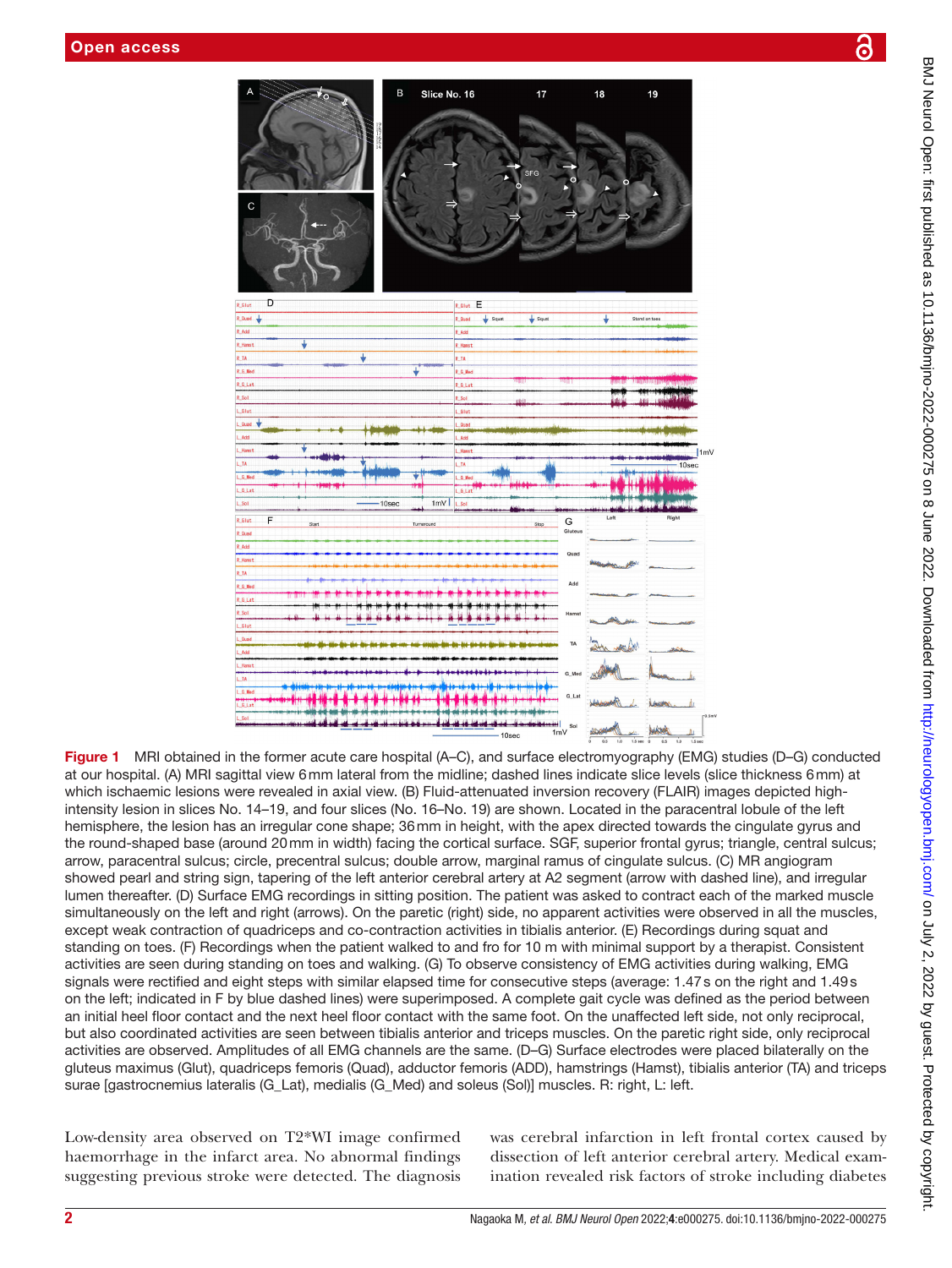**Figure 1** MRI obtained in the former acute care hospital (A–C), and surface electromyography (EMG) studies (D–G) conducted at our hospital. (A) MRI sagittal view 6mm lateral from the midline; dashed lines indicate slice levels (slice thickness 6mm) at which ischaemic lesions were revealed in axial view. (B) Fluid-attenuated inversion recovery (FLAIR) images depicted high-intensity lesion in slices No. 14–19, and four slices (No. 16–No. 19) are shown. Located in the paracentral lobule of the left hemisphere, the lesion has an irregular cone shape; 36mm in height, with the apex directed towards the cingulate gyrus and the round-shaped base (around 20mm in width) facing the cortical surface. SGF, superior frontal gyrus; triangle, central sulcus; arrow, paracentral sulcus; circle, precentral sulcus; double arrow, marginal ramus of cingulate sulcus. (C) MR angiogram showed pearl and string sign, tapering of the left anterior cerebral artery at A2 segment (arrow with dashed line), and irregular lumen thereafter. (D) Surface EMG recordings in sitting position. The patient was asked to contract each of the marked muscle simultaneously on the left and right (arrows). On the paretic (right) side, no apparent activities were observed in all the muscles, except weak contraction of quadriceps and co-contraction activities in tibialis anterior. (E) Recordings during squat and standing on toes. (F) Recordings when the patient walked to and fro for 10 m with minimal support by a therapist. Consistent activities are seen during standing on toes and walking. (G) To observe consistency of EMG activities during walking, EMG signals were rectified and eight steps with similar elapsed time for consecutive steps (average: 1.47s on the right and 1.49s on the left; indicated in F by blue dashed lines) were superimposed. A complete gait cycle was defined as the period between an initial heel floor contact and the next heel floor contact with the same foot. On the unaffected left side, not only reciprocal, but also coordinated activities are seen between tibialis anterior and triceps muscles. On the paretic right side, only reciprocal activities are observed. Amplitudes of all EMG channels are the same. (D–G) Surface electrodes were placed bilaterally on the gluteus maximus (Glut), quadriceps femoris (Quad), adductor femoris (ADD), hamstrings (Hamst), tibialis anterior (TA) and triceps surae [gastrocnemius lateralis (G_Lat), medialis (G_Med) and soleus (Sol)] muscles. R: right, L: left.

Low-density area observed on T2*WI image confirmed haemorrhage in the infarct area. No abnormal findings suggesting previous stroke were detected. The diagnosis was cerebral infarction in left frontal cortex caused by dissection of left anterior cerebral artery. Medical examination revealed risk factors of stroke including diabetes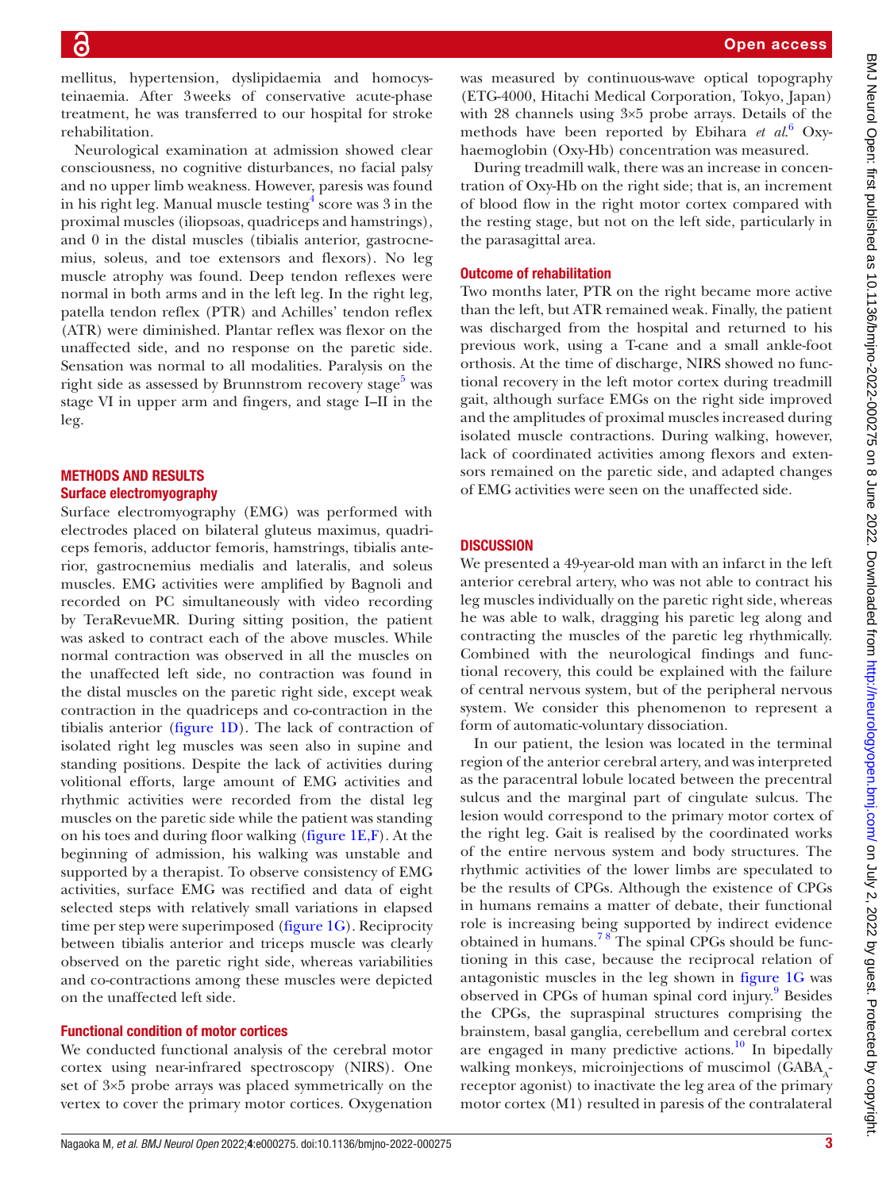mellitus, hypertension, dyslipidaemia and homocysteinaemia. After 3 weeks of conservative acute-phase treatment, he was transferred to our hospital for stroke rehabilitation.

Neurological examination at admission showed clear consciousness, no cognitive disturbances, no facial palsy and no upper limb weakness. However, paresis was found in his right leg. Manual muscle testing[4] score was 3 in the proximal muscles (iliopsoas, quadriceps and hamstrings), and 0 in the distal muscles (tibialis anterior, gastrocnemius, soleus, and toe extensors and flexors). No leg muscle atrophy was found. Deep tendon reflexes were normal in both arms and in the left leg. In the right leg, patella tendon reflex (PTR) and Achilles' tendon reflex (ATR) were diminished. Plantar reflex was flexor on the unaffected side, and no response on the paretic side. Sensation was normal to all modalities. Paralysis on the right side as assessed by Brunnstrom recovery stage[5] was stage VI in upper arm and fingers, and stage I–II in the leg.

## METHODS AND RESULTS

### Surface electromyography

Surface electromyography (EMG) was performed with electrodes placed on bilateral gluteus maximus, quadriceps femoris, adductor femoris, hamstrings, tibialis anterior, gastrocnemius medialis and lateralis, and soleus muscles. EMG activities were amplified by Bagnoli and recorded on PC simultaneously with video recording by TeraRevueMR. During sitting position, the patient was asked to contract each of the above muscles. While normal contraction was observed in all the muscles on the unaffected left side, no contraction was found in the distal muscles on the paretic right side, except weak contraction in the quadriceps and co-contraction in the tibialis anterior (figure 1D). The lack of contraction of isolated right leg muscles was seen also in supine and standing positions. Despite the lack of activities during volitional efforts, large amount of EMG activities and rhythmic activities were recorded from the distal leg muscles on the paretic side while the patient was standing on his toes and during floor walking (figure 1E,F). At the beginning of admission, his walking was unstable and supported by a therapist. To observe consistency of EMG activities, surface EMG was rectified and data of eight selected steps with relatively small variations in elapsed time per step were superimposed (figure 1G). Reciprocity between tibialis anterior and triceps muscle was clearly observed on the paretic right side, whereas variabilities and co-contractions among these muscles were depicted on the unaffected left side.

### Functional condition of motor cortices

We conducted functional analysis of the cerebral motor cortex using near-infrared spectroscopy (NIRS). One set of 3×5 probe arrays was placed symmetrically on the vertex to cover the primary motor cortices. Oxygenation was measured by continuous-wave optical topography (ETG-4000, Hitachi Medical Corporation, Tokyo, Japan) with 28 channels using 3×5 probe arrays. Details of the methods have been reported by Ebihara *et al*.[6] Oxyhaemoglobin (Oxy-Hb) concentration was measured.

During treadmill walk, there was an increase in concentration of Oxy-Hb on the right side; that is, an increment of blood flow in the right motor cortex compared with the resting stage, but not on the left side, particularly in the parasagittal area.

### Outcome of rehabilitation

Two months later, PTR on the right became more active than the left, but ATR remained weak. Finally, the patient was discharged from the hospital and returned to his previous work, using a T-cane and a small ankle-foot orthosis. At the time of discharge, NIRS showed no functional recovery in the left motor cortex during treadmill gait, although surface EMGs on the right side improved and the amplitudes of proximal muscles increased during isolated muscle contractions. During walking, however, lack of coordinated activities among flexors and extensors remained on the paretic side, and adapted changes of EMG activities were seen on the unaffected side.

## DISCUSSION

We presented a 49-year-old man with an infarct in the left anterior cerebral artery, who was not able to contract his leg muscles individually on the paretic right side, whereas he was able to walk, dragging his paretic leg along and contracting the muscles of the paretic leg rhythmically. Combined with the neurological findings and functional recovery, this could be explained with the failure of central nervous system, but of the peripheral nervous system. We consider this phenomenon to represent a form of automatic-voluntary dissociation.

In our patient, the lesion was located in the terminal region of the anterior cerebral artery, and was interpreted as the paracentral lobule located between the precentral sulcus and the marginal part of cingulate sulcus. The lesion would correspond to the primary motor cortex of the right leg. Gait is realised by the coordinated works of the entire nervous system and body structures. The rhythmic activities of the lower limbs are speculated to be the results of CPGs. Although the existence of CPGs in humans remains a matter of debate, their functional role is increasing being supported by indirect evidence obtained in humans.[7,8] The spinal CPGs should be functioning in this case, because the reciprocal relation of antagonistic muscles in the leg shown in figure 1G was observed in CPGs of human spinal cord injury.[9] Besides the CPGs, the supraspinal structures comprising the brainstem, basal ganglia, cerebellum and cerebral cortex are engaged in many predictive actions.[10] In bipedally walking monkeys, microinjections of muscimol ($GABA_A$-receptor agonist) to inactivate the leg area of the primary motor cortex (M1) resulted in paresis of the contralateral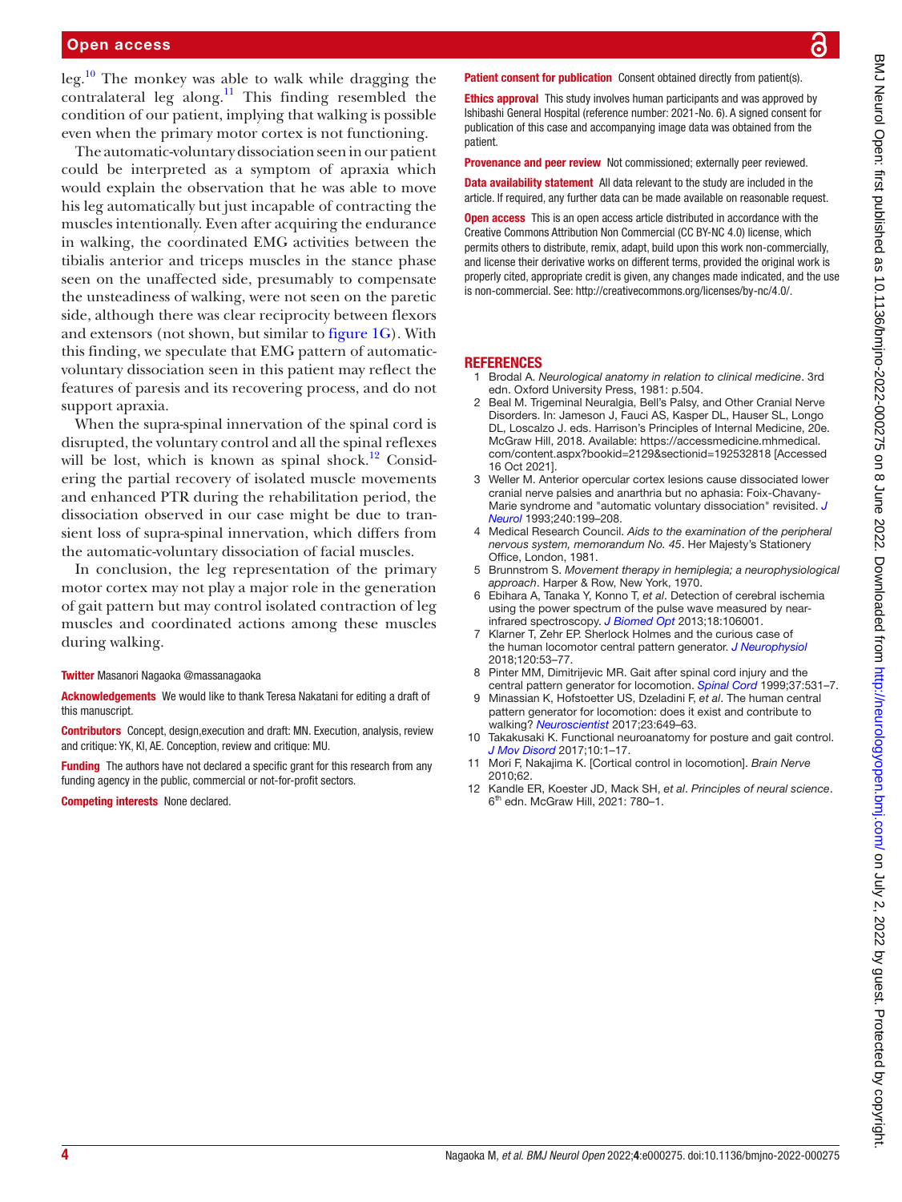leg.[10] The monkey was able to walk while dragging the contralateral leg along.[11] This finding resembled the condition of our patient, implying that walking is possible even when the primary motor cortex is not functioning.

The automatic-voluntary dissociation seen in our patient could be interpreted as a symptom of apraxia which would explain the observation that he was able to move his leg automatically but just incapable of contracting the muscles intentionally. Even after acquiring the endurance in walking, the coordinated EMG activities between the tibialis anterior and triceps muscles in the stance phase seen on the unaffected side, presumably to compensate the unsteadiness of walking, were not seen on the paretic side, although there was clear reciprocity between flexors and extensors (not shown, but similar to figure 1G). With this finding, we speculate that EMG pattern of automatic-voluntary dissociation seen in this patient may reflect the features of paresis and its recovering process, and do not support apraxia.

When the supra-spinal innervation of the spinal cord is disrupted, the voluntary control and all the spinal reflexes will be lost, which is known as spinal shock.[12] Considering the partial recovery of isolated muscle movements and enhanced PTR during the rehabilitation period, the dissociation observed in our case might be due to transient loss of supra-spinal innervation, which differs from the automatic-voluntary dissociation of facial muscles.

In conclusion, the leg representation of the primary motor cortex may not play a major role in the generation of gait pattern but may control isolated contraction of leg muscles and coordinated actions among these muscles during walking.

**Twitter** Masanori Nagaoka @massanagaoka

**Acknowledgements** We would like to thank Teresa Nakatani for editing a draft of this manuscript.

**Contributors** Concept, design,execution and draft: MN. Execution, analysis, review and critique: YK, KI, AE. Conception, review and critique: MU.

**Funding** The authors have not declared a specific grant for this research from any funding agency in the public, commercial or not-for-profit sectors.

**Competing interests** None declared.

**Patient consent for publication** Consent obtained directly from patient(s).

**Ethics approval** This study involves human participants and was approved by Ishibashi General Hospital (reference number: 2021-No. 6). A signed consent for publication of this case and accompanying image data was obtained from the patient.

**Provenance and peer review** Not commissioned; externally peer reviewed.

**Data availability statement** All data relevant to the study are included in the article. If required, any further data can be made available on reasonable request.

**Open access** This is an open access article distributed in accordance with the Creative Commons Attribution Non Commercial (CC BY-NC 4.0) license, which permits others to distribute, remix, adapt, build upon this work non-commercially, and license their derivative works on different terms, provided the original work is properly cited, appropriate credit is given, any changes made indicated, and the use is non-commercial. See: http://creativecommons.org/licenses/by-nc/4.0/.

## REFERENCES

1. Brodal A. *Neurological anatomy in relation to clinical medicine*. 3rd edn. Oxford University Press, 1981: p.504.
2. Beal M. Trigeminal Neuralgia, Bell's Palsy, and Other Cranial Nerve Disorders. In: Jameson J, Fauci AS, Kasper DL, Hauser SL, Longo DL, Loscalzo J. eds. Harrison's Principles of Internal Medicine, 20e. McGraw Hill, 2018. Available: https://accessmedicine.mhmedical.com/content.aspx?bookid=2129&sectionid=192532818 [Accessed 16 Oct 2021].
3. Weller M. Anterior opercular cortex lesions cause dissociated lower cranial nerve palsies and anarthria but no aphasia: Foix-Chavany-Marie syndrome and "automatic voluntary dissociation" revisited. *J Neurol* 1993;240:199–208.
4. Medical Research Council. *Aids to the examination of the peripheral nervous system, memorandum No. 45*. Her Majesty's Stationery Office, London, 1981.
5. Brunnstrom S. *Movement therapy in hemiplegia; a neurophysiological approach*. Harper & Row, New York, 1970.
6. Ebihara A, Tanaka Y, Konno T, *et al*. Detection of cerebral ischemia using the power spectrum of the pulse wave measured by near-infrared spectroscopy. *J Biomed Opt* 2013;18:106001.
7. Klarner T, Zehr EP. Sherlock Holmes and the curious case of the human locomotor central pattern generator. *J Neurophysiol* 2018;120:53–77.
8. Pinter MM, Dimitrijevic MR. Gait after spinal cord injury and the central pattern generator for locomotion. *Spinal Cord* 1999;37:531–7.
9. Minassian K, Hofstoetter US, Dzeladini F, *et al*. The human central pattern generator for locomotion: does it exist and contribute to walking? *Neuroscientist* 2017;23:649–63.
10. Takakusaki K. Functional neuroanatomy for posture and gait control. *J Mov Disord* 2017;10:1–17.
11. Mori F, Nakajima K. [Cortical control in locomotion]. *Brain Nerve* 2010;62.
12. Kandle ER, Koester JD, Mack SH, *et al*. *Principles of neural science*. 6th edn. McGraw Hill, 2021: 780–1.